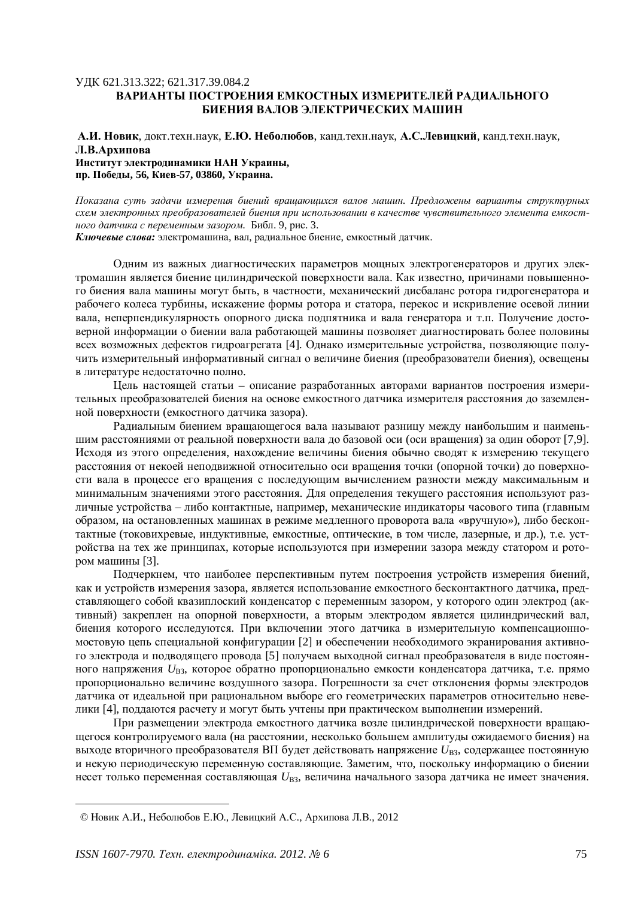УДК 621.313.322; 621.317.39.084.2

# ВАРИАНТЫ ПОСТРОЕНИЯ ЕМКОСТНЫХ ИЗМЕРИТЕЛЕЙ РАДИАЛЬНОГО БИЕНИЯ ВАЛОВ ЭЛЕКТРИЧЕСКИХ МАШИН

**А.И. Новик**, докт.техн.наук, **Е.Ю. Неболюбов**, канд.техн.наук, **А.С.Левицкий**, канд.техн.наук, **Л.В.Архипова**

**Институт электродинамики НАН Украины,**
**пр. Победы, 56, Киев-57, 03860, Украина.**

*Показана суть задачи измерения биений вращающихся валов машин. Предложены варианты структурных схем электронных преобразователей биения при использовании в качестве чувствительного элемента емкостного датчика с переменным зазором.* Библ. 9, рис. 3.

***Ключевые слова:*** электромашина, вал, радиальное биение, емкостный датчик.

Одним из важных диагностических параметров мощных электрогенераторов и других электромашин является биение цилиндрической поверхности вала. Как известно, причинами повышенного биения вала машины могут быть, в частности, механический дисбаланс ротора гидрогенератора и рабочего колеса турбины, искажение формы ротора и статора, перекос и искривление осевой линии вала, неперпендикулярность опорного диска подпятника и вала генератора и т.п. Получение достоверной информации о биении вала работающей машины позволяет диагностировать более половины всех возможных дефектов гидроагрегата [4]. Однако измерительные устройства, позволяющие получить измерительный информативный сигнал о величине биения (преобразователи биения), освещены в литературе недостаточно полно.

Цель настоящей статьи – описание разработанных авторами вариантов построения измерительных преобразователей биения на основе емкостного датчика измерителя расстояния до заземленной поверхности (емкостного датчика зазора).

Радиальным биением вращающегося вала называют разницу между наибольшим и наименьшим расстояниями от реальной поверхности вала до базовой оси (оси вращения) за один оборот [7,9]. Исходя из этого определения, нахождение величины биения обычно сводят к измерению текущего расстояния от некоей неподвижной относительно оси вращения точки (опорной точки) до поверхности вала в процессе его вращения с последующим вычислением разности между максимальным и минимальным значениями этого расстояния. Для определения текущего расстояния используют различные устройства – либо контактные, например, механические индикаторы часового типа (главным образом, на остановленных машинах в режиме медленного проворота вала «вручную»), либо бесконтактные (токовихревые, индуктивные, емкостные, оптические, в том числе, лазерные, и др.), т.е. устройства на тех же принципах, которые используются при измерении зазора между статором и ротором машины [3].

Подчеркнем, что наиболее перспективным путем построения устройств измерения биений, как и устройств измерения зазора, является использование емкостного бесконтактного датчика, представляющего собой квазиплоский конденсатор с переменным зазором, у которого один электрод (активный) закреплен на опорной поверхности, а вторым электродом является цилиндрический вал, биения которого исследуются. При включении этого датчика в измерительную компенсационно-мостовую цепь специальной конфигурации [2] и обеспечении необходимого экранирования активного электрода и подводящего провода [5] получаем выходной сигнал преобразователя в виде постоянного напряжения $U_{\text{ВЗ}}$, которое обратно пропорционально емкости конденсатора датчика, т.е. прямо пропорционально величине воздушного зазора. Погрешности за счет отклонения формы электродов датчика от идеальной при рациональном выборе его геометрических параметров относительно невелики [4], поддаются расчету и могут быть учтены при практическом выполнении измерений.

При размещении электрода емкостного датчика возле цилиндрической поверхности вращающегося контролируемого вала (на расстоянии, несколько большем амплитуды ожидаемого биения) на выходе вторичного преобразователя ВП будет действовать напряжение $U_{\text{ВЗ}}$, содержащее постоянную и некую периодическую переменную составляющие. Заметим, что, поскольку информацию о биении несет только переменная составляющая $U_{\text{ВЗ}}$, величина начального зазора датчика не имеет значения.

---

© Новик А.И., Неболюбов Е.Ю., Левицкий А.С., Архипова Л.В., 2012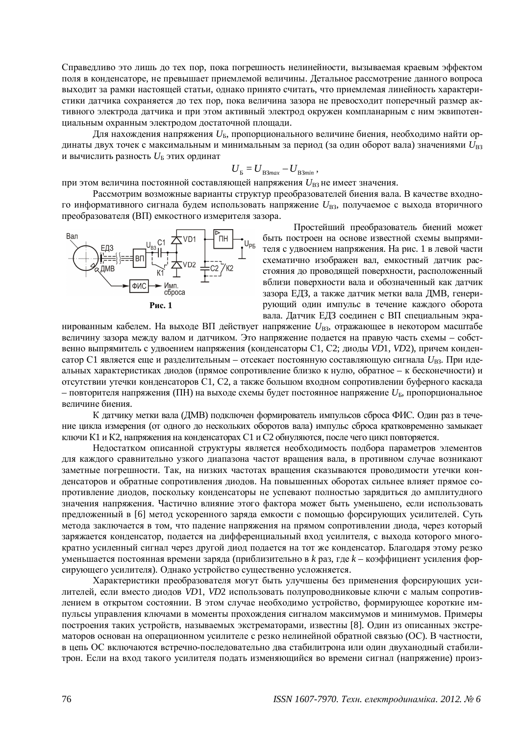Справедливо это лишь до тех пор, пока погрешность нелинейности, вызываемая краевым эффектом поля в конденсаторе, не превышает приемлемой величины. Детальное рассмотрение данного вопроса выходит за рамки настоящей статьи, однако принято считать, что приемлемая линейность характеристики датчика сохраняется до тех пор, пока величина зазора не превосходит поперечный размер активного электрода датчика и при этом активный электрод окружен компланарным с ним эквипотенциальным охранным электродом достаточной площади.

Для нахождения напряжения $U_Б$, пропорционального величине биения, необходимо найти ординаты двух точек с максимальным и минимальным за период (за один оборот вала) значениями $U_{ВЗ}$ и вычислить разность $U_Б$ этих ординат

$$U_Б = U_{ВЗmax} - U_{ВЗmin},$$

при этом величина постоянной составляющей напряжения $U_{ВЗ}$ не имеет значения.

Рассмотрим возможные варианты структур преобразователей биения вала. В качестве входного информативного сигнала будем использовать напряжение $U_{ВЗ}$, получаемое с выхода вторичного преобразователя (ВП) емкостного измерителя зазора.

Рис. 1

Простейший преобразователь биений может быть построен на основе известной схемы выпрямителя с удвоением напряжения. На рис. 1 в левой части схематично изображен вал, емкостный датчик расстояния до проводящей поверхности, расположенный вблизи поверхности вала и обозначенный как датчик зазора ЕДЗ, а также датчик метки вала ДМВ, генерирующий один импульс в течение каждого оборота вала. Датчик ЕДЗ соединен с ВП специальным экранированным кабелем. На выходе ВП действует напряжение $U_{ВЗ}$, отражающее в некотором масштабе величину зазора между валом и датчиком. Это напряжение подается на правую часть схемы – собственно выпрямитель с удвоением напряжения (конденсаторы С1, С2; диоды *VD*1, *VD*2), причем конденсатор С1 является еще и разделительным – отсекает постоянную составляющую сигнала $U_{ВЗ}$. При идеальных характеристиках диодов (прямое сопротивление близко к нулю, обратное – к бесконечности) и отсутствии утечки конденсаторов С1, С2, а также большом входном сопротивлении буферного каскада – повторителя напряжения (ПН) на выходе схемы будет постоянное напряжение $U_Б$, пропорциональное величине биения.

К датчику метки вала (ДМВ) подключен формирователь импульсов сброса ФИС. Один раз в течение цикла измерения (от одного до нескольких оборотов вала) импульс сброса кратковременно замыкает ключи К1 и К2, напряжения на конденсаторах С1 и С2 обнуляются, после чего цикл повторяется.

Недостатком описанной структуры является необходимость подбора параметров элементов для каждого сравнительно узкого диапазона частот вращения вала, в противном случае возникают заметные погрешности. Так, на низких частотах вращения сказываются проводимости утечки конденсаторов и обратные сопротивления диодов. На повышенных оборотах сильнее влияет прямое сопротивление диодов, поскольку конденсаторы не успевают полностью зарядиться до амплитудного значения напряжения. Частично влияние этого фактора может быть уменьшено, если использовать предложенный в [6] метод ускоренного заряда емкости с помощью форсирующих усилителей. Суть метода заключается в том, что падение напряжения на прямом сопротивлении диода, через который заряжается конденсатор, подается на дифференциальный вход усилителя, с выхода которого многократно усиленный сигнал через другой диод подается на тот же конденсатор. Благодаря этому резко уменьшается постоянная времени заряда (приблизительно в *k* раз, где *k* – коэффициент усиления форсирующего усилителя). Однако устройство существенно усложняется.

Характеристики преобразователя могут быть улучшены без применения форсирующих усилителей, если вместо диодов *VD*1, *VD*2 использовать полупроводниковые ключи с малым сопротивлением в открытом состоянии. В этом случае необходимо устройство, формирующее короткие импульсы управления ключами в моменты прохождения сигналом максимумов и минимумов. Примеры построения таких устройств, называемых экстрематорами, известны [8]. Один из описанных экстрематоров основан на операционном усилителе с резко нелинейной обратной связью (ОС). В частности, в цепь ОС включаются встречно-последовательно два стабилитрона или один двуханодный стабилитрон. Если на вход такого усилителя подать изменяющийся во времени сигнал (напряжение) произ-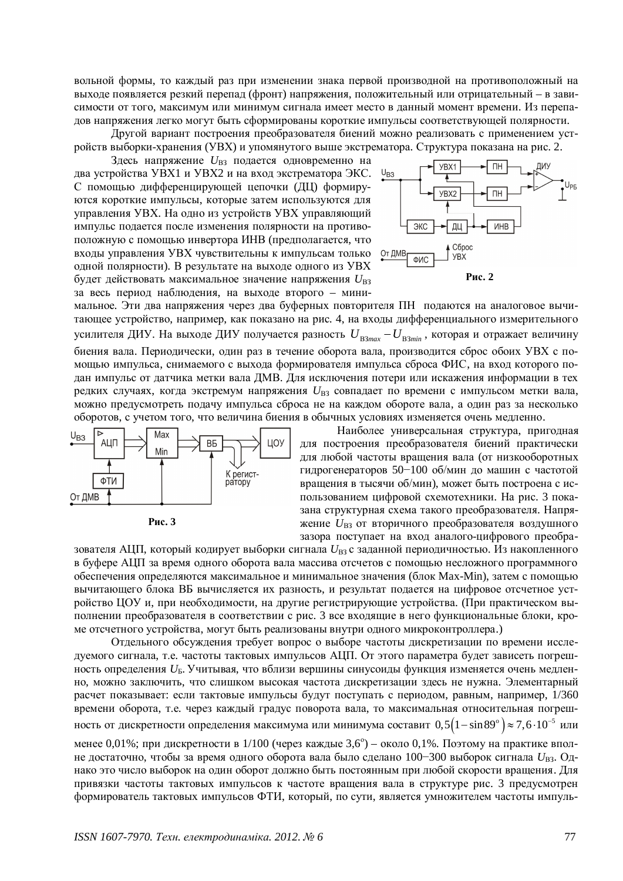вольной формы, то каждый раз при изменении знака первой производной на противоположный на выходе появляется резкий перепад (фронт) напряжения, положительный или отрицательный – в зависимости от того, максимум или минимум сигнала имеет место в данный момент времени. Из перепадов напряжения легко могут быть сформированы короткие импульсы соответствующей полярности.

Другой вариант построения преобразователя биений можно реализовать с применением устройств выборки-хранения (УВХ) и упомянутого выше экстрематора. Структура показана на рис. 2.

Здесь напряжение $U_{ВЗ}$ подается одновременно на два устройства УВХ1 и УВХ2 и на вход экстрематора ЭКС. С помощью дифференцирующей цепочки (ДЦ) формируются короткие импульсы, которые затем используются для управления УВХ. На одно из устройств УВХ управляющий импульс подается после изменения полярности на противоположную с помощью инвертора ИНВ (предполагается, что входы управления УВХ чувствительны к импульсам только одной полярности). В результате на выходе одного из УВХ будет действовать максимальное значение напряжения $U_{ВЗ}$ за весь период наблюдения, на выходе второго – минимальное. Эти два напряжения через два буферных повторителя ПН подаются на аналоговое вычитающее устройство, например, как показано на рис. 4, на входы дифференциального измерительного усилителя ДИУ. На выходе ДИУ получается разность $U_{ВЗmax} - U_{ВЗmin}$, которая и отражает величину биения вала. Периодически, один раз в течение оборота вала, производится сброс обоих УВХ с помощью импульса, снимаемого с выхода формирователя импульса сброса ФИС, на вход которого подан импульс от датчика метки вала ДМВ. Для исключения потери или искажения информации в тех редких случаях, когда экстремум напряжения $U_{ВЗ}$ совпадает по времени с импульсом метки вала, можно предусмотреть подачу импульса сброса не на каждом обороте вала, а один раз за несколько оборотов, с учетом того, что величина биения в обычных условиях изменяется очень медленно.

**Рис. 2**

Наиболее универсальная структура, пригодная для построения преобразователя биений практически для любой частоты вращения вала (от низкооборотных гидрогенераторов 50−100 об/мин до машин с частотой вращения в тысячи об/мин), может быть построена с использованием цифровой схемотехники. На рис. 3 показана структурная схема такого преобразователя. Напряжение $U_{ВЗ}$ от вторичного преобразователя воздушного зазора поступает на вход аналого-цифрового преобразователя АЦП, который кодирует выборки сигнала $U_{ВЗ}$ с заданной периодичностью. Из накопленного в буфере АЦП за время одного оборота вала массива отсчетов с помощью несложного программного обеспечения определяются максимальное и минимальное значения (блок Max-Min), затем с помощью вычитающего блока ВБ вычисляется их разность, и результат подается на цифровое отсчетное устройство ЦОУ и, при необходимости, на другие регистрирующие устройства. (При практическом выполнении преобразователя в соответствии с рис. 3 все входящие в него функциональные блоки, кроме отсчетного устройства, могут быть реализованы внутри одного микроконтроллера.)

**Рис. 3**

Отдельного обсуждения требует вопрос о выборе частоты дискретизации по времени исследуемого сигнала, т.е. частоты тактовых импульсов АЦП. От этого параметра будет зависеть погрешность определения $U_Б$. Учитывая, что вблизи вершины синусоиды функция изменяется очень медленно, можно заключить, что слишком высокая частота дискретизации здесь не нужна. Элементарный расчет показывает: если тактовые импульсы будут поступать с периодом, равным, например, 1/360 времени оборота, т.е. через каждый градус поворота вала, то максимальная относительная погрешность от дискретности определения максимума или минимума составит $0{,}5\left(1-\sin 89^{\circ}\right) \approx 7{,}6 \cdot 10^{-5}$ или менее 0,01%; при дискретности в 1/100 (через каждые 3,6°) – около 0,1%. Поэтому на практике вполне достаточно, чтобы за время одного оборота вала было сделано 100−300 выборок сигнала $U_{ВЗ}$. Однако это число выборок на один оборот должно быть постоянным при любой скорости вращения. Для привязки частоты тактовых импульсов к частоте вращения вала в структуре рис. 3 предусмотрен формирователь тактовых импульсов ФТИ, который, по сути, является умножителем частоты импуль-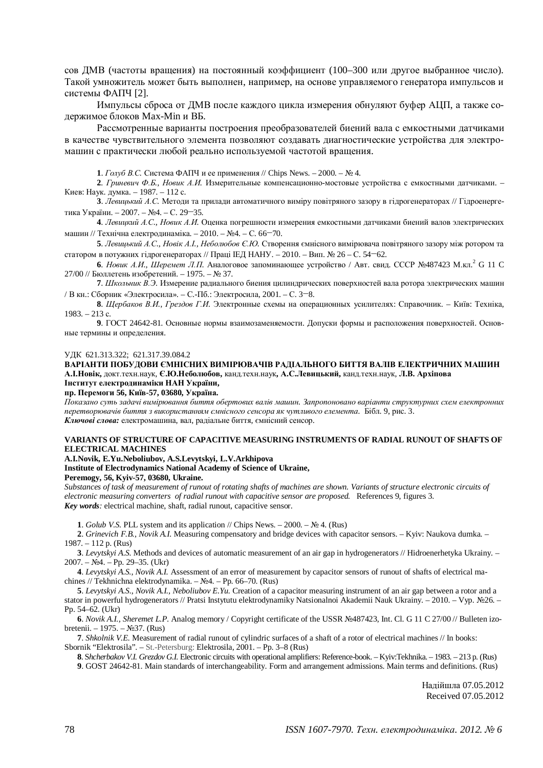сов ДМВ (частоты вращения) на постоянный коэффициент (100–300 или другое выбранное число). Такой умножитель может быть выполнен, например, на основе управляемого генератора импульсов и системы ФАПЧ [2].

Импульсы сброса от ДМВ после каждого цикла измерения обнуляют буфер АЦП, а также содержимое блоков Max-Min и ВБ.

Рассмотренные варианты построения преобразователей биений вала с емкостными датчиками в качестве чувствительного элемента позволяют создавать диагностические устройства для электромашин с практически любой реально используемой частотой вращения.

**1**. *Голуб В.С.* Система ФАПЧ и ее применения // Chips News. – 2000. – № 4.

**2**. *Гриневич Ф.Б., Новик А.И.* Измерительные компенсационно-мостовые устройства с емкостными датчиками. – Киев: Наук. думка. – 1987. – 112 с.

**3**. *Левицький А.С.* Методи та прилади автоматичного виміру повітряного зазору в гідрогенераторах // Гідроенергетика України. – 2007. – №4. – С. 29–35.

**4**. *Левицкий А.С., Новик А.И.* Оценка погрешности измерения емкостными датчиками биений валов электрических машин // Технічна електродинаміка. – 2010. – №4. – С. 66–70.

**5**. *Левицький А.С., Новік А.І., Неболюбов Є.Ю.* Створення ємнісного вимірювача повітряного зазору між ротором та статором в потужних гідрогенераторах // Праці ІЕД НАНУ. – 2010. – Вип. № 26 – С. 54–62.

**6**. *Новик А.И., Шеремет Л.П.* Аналоговое запоминающее устройство / Авт. свид. СССР №487423 М.кл.[2] G 11 C 27/00 // Бюллетень изобретений. – 1975. – № 37.

**7**. *Школьник В.Э.* Измерение радиального биения цилиндрических поверхностей вала ротора электрических машин / В кн.: Сборник «Электросила». – С.-Пб.: Электросила, 2001. – С. 3–8.

**8**. *Щербаков В.И., Грездов Г.И.* Электронные схемы на операционных усилителях: Справочник. – Київ: Техніка, 1983. – 213 с.

**9**. ГОСТ 24642-81. Основные нормы взаимозаменяемости. Допуски формы и расположения поверхностей. Основные термины и определения.

УДК 621.313.322; 621.317.39.084.2

**ВАРІАНТИ ПОБУДОВИ ЄМНІСНИХ ВИМІРЮВАЧІВ РАДІАЛЬНОГО БИТТЯ ВАЛІВ ЕЛЕКТРИЧНИХ МАШИН**

**А.І.Новік,** докт.техн.наук, **Є.Ю.Неболюбов,** канд.техн.наук**, А.С.Левицький,** канд.техн.наук, **Л.В. Архіпова**
**Інститут електродинаміки НАН України,**
**пр. Перемоги 56, Київ-57, 03680, Україна.**

*Показано суть задачі вимірювання биття обертових валів машин. Запропоновано варіанти структурних схем електронних перетворювачів биття з використанням ємнісного сенсора як чутливого елемента.* Бібл. 9, рис. 3.

***Ключові слова:*** електромашина, вал, радіальне биття, ємнісний сенсор.

**VARIANTS OF STRUCTURE OF CAPACITIVE MEASURING INSTRUMENTS OF RADIAL RUNOUT OF SHAFTS OF ELECTRICAL MACHINES**

**A.I.Novik, E.Yu.Neboliubov, A.S.Levytskyi, L.V.Arkhipova**
**Institute of Electrodynamics National Academy of Science of Ukraine,**
**Peremogy, 56, Kyiv-57, 03680, Ukraine.**

*Substances of task of measurement of runout of rotating shafts of machines are shown. Variants of structure electronic circuits of electronic measuring converters of radial runout with capacitive sensor are proposed.* References 9, figures 3.

***Key words****:* electrical machine, shaft, radial runout, capacitive sensor.

**1**. *Golub V.S.* PLL system and its application // Chips News. – 2000. – № 4. (Rus)

**2**. *Grinevich F.B., Novik A.I.* Measuring compensatory and bridge devices with capacitor sensors. – Kyiv: Naukova dumka. – 1987. – 112 p. (Rus)

**3**. *Levytskyi A.S.* Methods and devices of automatic measurement of an air gap in hydrogenerators // Hidroenerhetyka Ukrainy. – 2007. – №4. – Pp. 29–35. (Ukr)

**4**. *Levytskyi A.S., Novik A.I.* Assessment of an error of measurement by capacitor sensors of runout of shafts of electrical machines // Tekhnichna elektrodynamika. – №4. – Pp. 66–70. (Rus)

**5**. *Levytskyi A.S., Novik A.I., Neboliubov E.Yu.* Creation of a capacitor measuring instrument of an air gap between a rotor and a stator in powerful hydrogenerators // Pratsi Instytutu elektrodynamiky Natsionalnoi Akademii Nauk Ukrainy. – 2010. – Vyp. №26. – Pp. 54–62. (Ukr)

**6**. *Novik A.I., Sheremet L.P.* Analog memory / Copyright certificate of the USSR №487423, Int. Cl. G 11 C 27/00 // Bulleten izobretenii. – 1975. – №37. (Rus)

**7**. *Shkolnik V.E.* Measurement of radial runout of cylindric surfaces of a shaft of a rotor of electrical machines // In books: Sbornik "Elektrosila". – St.-Petersburg: Elektrosila, 2001. – Pp. 3–8 (Rus)

**8**. *Shcherbakov V.I. Grezdov G.I.* Electronic circuits with operational amplifiers: Reference-book. – Kyiv:Tekhnika. – 1983. – 213 p. (Rus)

**9**. GOST 24642-81. Main standards of interchangeability. Form and arrangement admissions. Main terms and definitions. (Rus)

Надійшла 07.05.2012
Received 07.05.2012